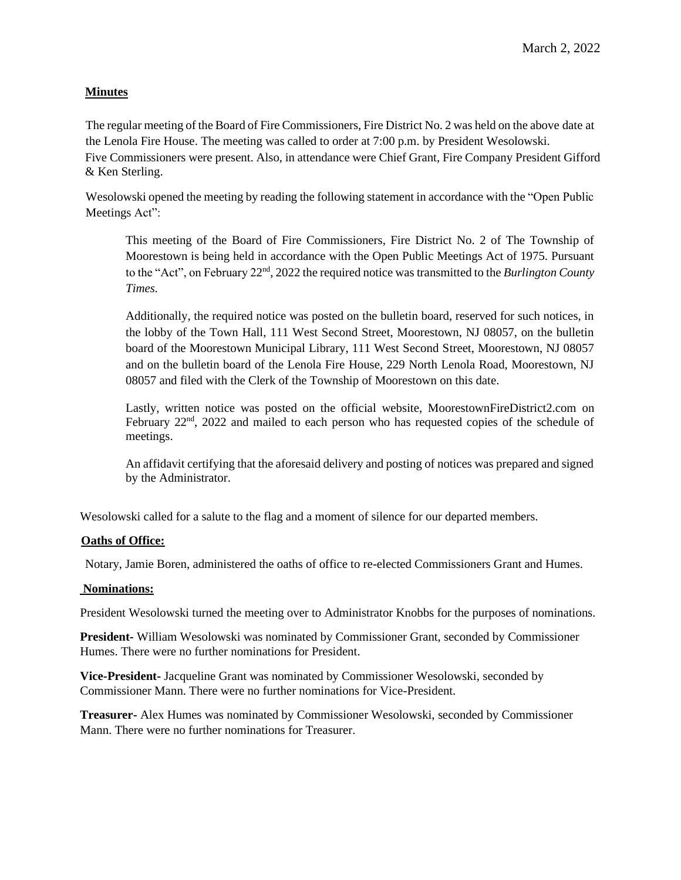March 2, 2022

**Minutes**

The regular meeting of the Board of Fire Commissioners, Fire District No. 2 was held on the above date at the Lenola Fire House. The meeting was called to order at 7:00 p.m. by President Wesolowski. Five Commissioners were present. Also, in attendance were Chief Grant, Fire Company President Gifford & Ken Sterling.

Wesolowski opened the meeting by reading the following statement in accordance with the "Open Public Meetings Act":

> This meeting of the Board of Fire Commissioners, Fire District No. 2 of The Township of Moorestown is being held in accordance with the Open Public Meetings Act of 1975. Pursuant to the "Act", on February 22nd, 2022 the required notice was transmitted to the *Burlington County Times*.
>
> Additionally, the required notice was posted on the bulletin board, reserved for such notices, in the lobby of the Town Hall, 111 West Second Street, Moorestown, NJ 08057, on the bulletin board of the Moorestown Municipal Library, 111 West Second Street, Moorestown, NJ 08057 and on the bulletin board of the Lenola Fire House, 229 North Lenola Road, Moorestown, NJ 08057 and filed with the Clerk of the Township of Moorestown on this date.
>
> Lastly, written notice was posted on the official website, MoorestownFireDistrict2.com on February 22nd, 2022 and mailed to each person who has requested copies of the schedule of meetings.
>
> An affidavit certifying that the aforesaid delivery and posting of notices was prepared and signed by the Administrator.

Wesolowski called for a salute to the flag and a moment of silence for our departed members.

**Oaths of Office:**

Notary, Jamie Boren, administered the oaths of office to re-elected Commissioners Grant and Humes.

**Nominations:**

President Wesolowski turned the meeting over to Administrator Knobbs for the purposes of nominations.

**President-** William Wesolowski was nominated by Commissioner Grant, seconded by Commissioner Humes. There were no further nominations for President.

**Vice-President-** Jacqueline Grant was nominated by Commissioner Wesolowski, seconded by Commissioner Mann. There were no further nominations for Vice-President.

**Treasurer-** Alex Humes was nominated by Commissioner Wesolowski, seconded by Commissioner Mann. There were no further nominations for Treasurer.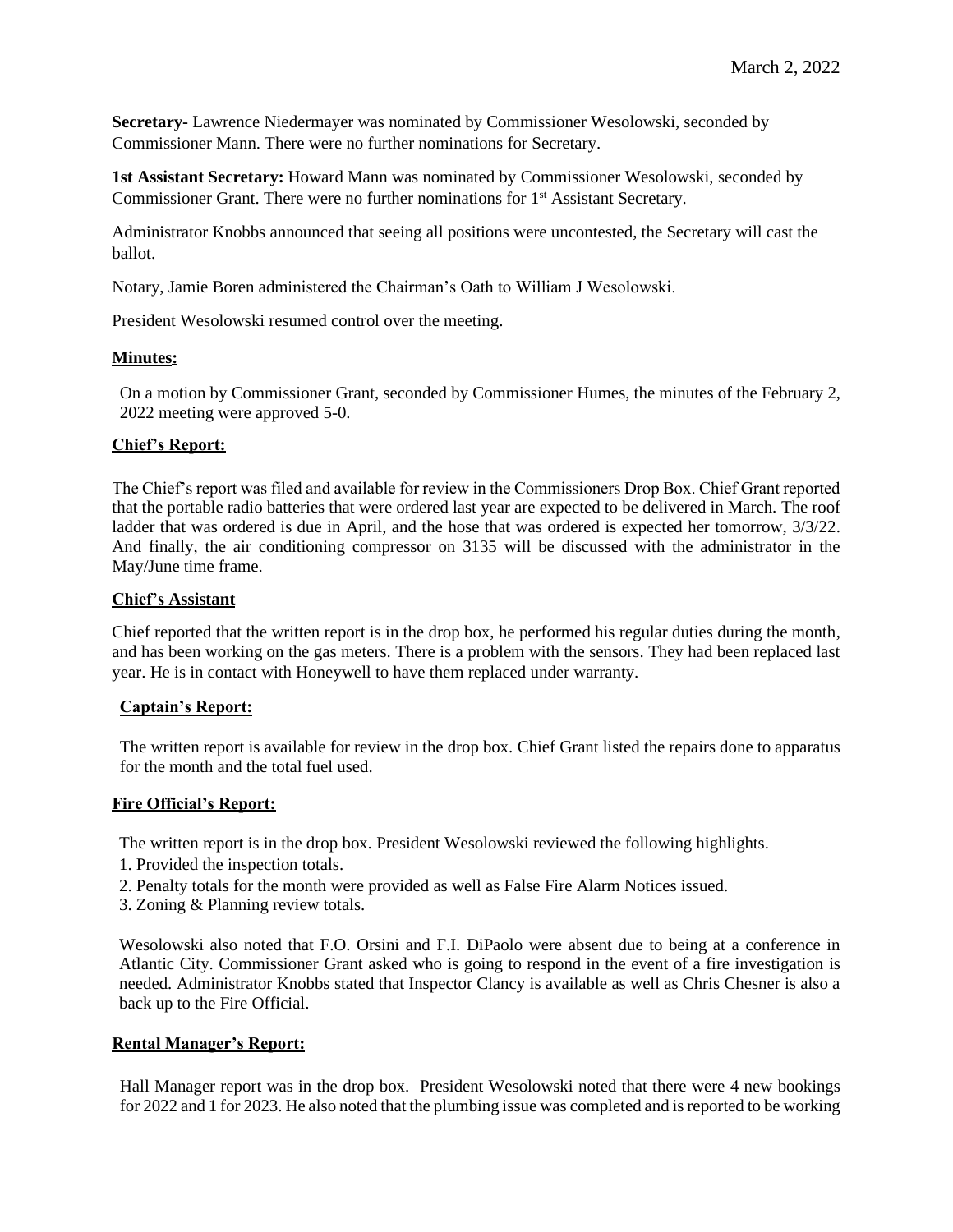**Secretary-** Lawrence Niedermayer was nominated by Commissioner Wesolowski, seconded by Commissioner Mann. There were no further nominations for Secretary.

**1st Assistant Secretary:** Howard Mann was nominated by Commissioner Wesolowski, seconded by Commissioner Grant. There were no further nominations for 1st Assistant Secretary.

Administrator Knobbs announced that seeing all positions were uncontested, the Secretary will cast the ballot.

Notary, Jamie Boren administered the Chairman's Oath to William J Wesolowski.

President Wesolowski resumed control over the meeting.

## Minutes:

On a motion by Commissioner Grant, seconded by Commissioner Humes, the minutes of the February 2, 2022 meeting were approved 5-0.

## Chief's Report:

The Chief's report was filed and available for review in the Commissioners Drop Box. Chief Grant reported that the portable radio batteries that were ordered last year are expected to be delivered in March. The roof ladder that was ordered is due in April, and the hose that was ordered is expected her tomorrow, 3/3/22. And finally, the air conditioning compressor on 3135 will be discussed with the administrator in the May/June time frame.

## Chief's Assistant

Chief reported that the written report is in the drop box, he performed his regular duties during the month, and has been working on the gas meters. There is a problem with the sensors. They had been replaced last year. He is in contact with Honeywell to have them replaced under warranty.

## Captain's Report:

The written report is available for review in the drop box. Chief Grant listed the repairs done to apparatus for the month and the total fuel used.

## Fire Official's Report:

The written report is in the drop box. President Wesolowski reviewed the following highlights.

1. Provided the inspection totals.
2. Penalty totals for the month were provided as well as False Fire Alarm Notices issued.
3. Zoning & Planning review totals.

Wesolowski also noted that F.O. Orsini and F.I. DiPaolo were absent due to being at a conference in Atlantic City. Commissioner Grant asked who is going to respond in the event of a fire investigation is needed. Administrator Knobbs stated that Inspector Clancy is available as well as Chris Chesner is also a back up to the Fire Official.

## Rental Manager's Report:

Hall Manager report was in the drop box. President Wesolowski noted that there were 4 new bookings for 2022 and 1 for 2023. He also noted that the plumbing issue was completed and is reported to be working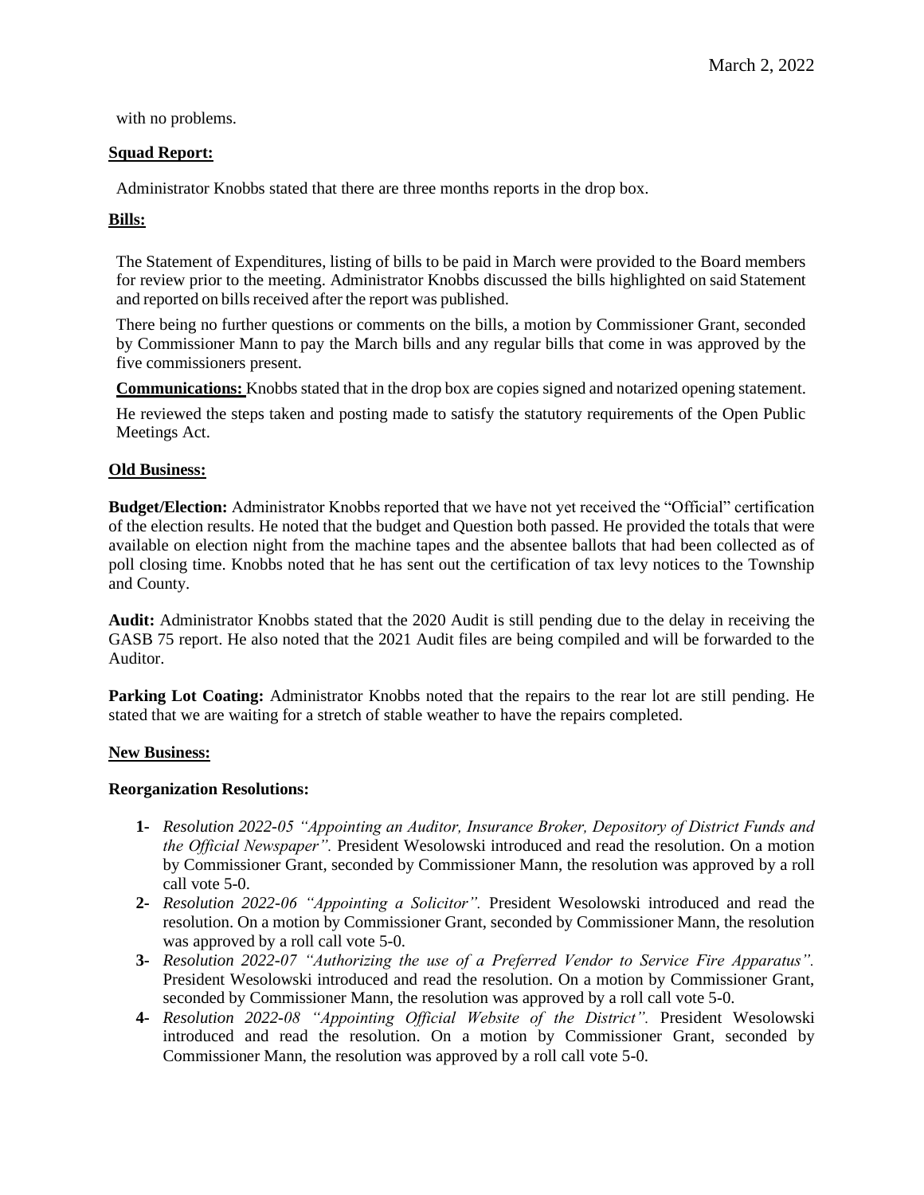with no problems.

**Squad Report:**

Administrator Knobbs stated that there are three months reports in the drop box.

**Bills:**

The Statement of Expenditures, listing of bills to be paid in March were provided to the Board members for review prior to the meeting. Administrator Knobbs discussed the bills highlighted on said Statement and reported on bills received after the report was published.

There being no further questions or comments on the bills, a motion by Commissioner Grant, seconded by Commissioner Mann to pay the March bills and any regular bills that come in was approved by the five commissioners present.

**Communications:** Knobbs stated that in the drop box are copies signed and notarized opening statement.

He reviewed the steps taken and posting made to satisfy the statutory requirements of the Open Public Meetings Act.

**Old Business:**

**Budget/Election:** Administrator Knobbs reported that we have not yet received the "Official" certification of the election results. He noted that the budget and Question both passed. He provided the totals that were available on election night from the machine tapes and the absentee ballots that had been collected as of poll closing time. Knobbs noted that he has sent out the certification of tax levy notices to the Township and County.

**Audit:** Administrator Knobbs stated that the 2020 Audit is still pending due to the delay in receiving the GASB 75 report. He also noted that the 2021 Audit files are being compiled and will be forwarded to the Auditor.

**Parking Lot Coating:** Administrator Knobbs noted that the repairs to the rear lot are still pending. He stated that we are waiting for a stretch of stable weather to have the repairs completed.

**New Business:**

**Reorganization Resolutions:**

1. *Resolution 2022-05 "Appointing an Auditor, Insurance Broker, Depository of District Funds and the Official Newspaper".* President Wesolowski introduced and read the resolution. On a motion by Commissioner Grant, seconded by Commissioner Mann, the resolution was approved by a roll call vote 5-0.
2. *Resolution 2022-06 "Appointing a Solicitor".* President Wesolowski introduced and read the resolution. On a motion by Commissioner Grant, seconded by Commissioner Mann, the resolution was approved by a roll call vote 5-0.
3. *Resolution 2022-07 "Authorizing the use of a Preferred Vendor to Service Fire Apparatus".* President Wesolowski introduced and read the resolution. On a motion by Commissioner Grant, seconded by Commissioner Mann, the resolution was approved by a roll call vote 5-0.
4. *Resolution 2022-08 "Appointing Official Website of the District".* President Wesolowski introduced and read the resolution. On a motion by Commissioner Grant, seconded by Commissioner Mann, the resolution was approved by a roll call vote 5-0.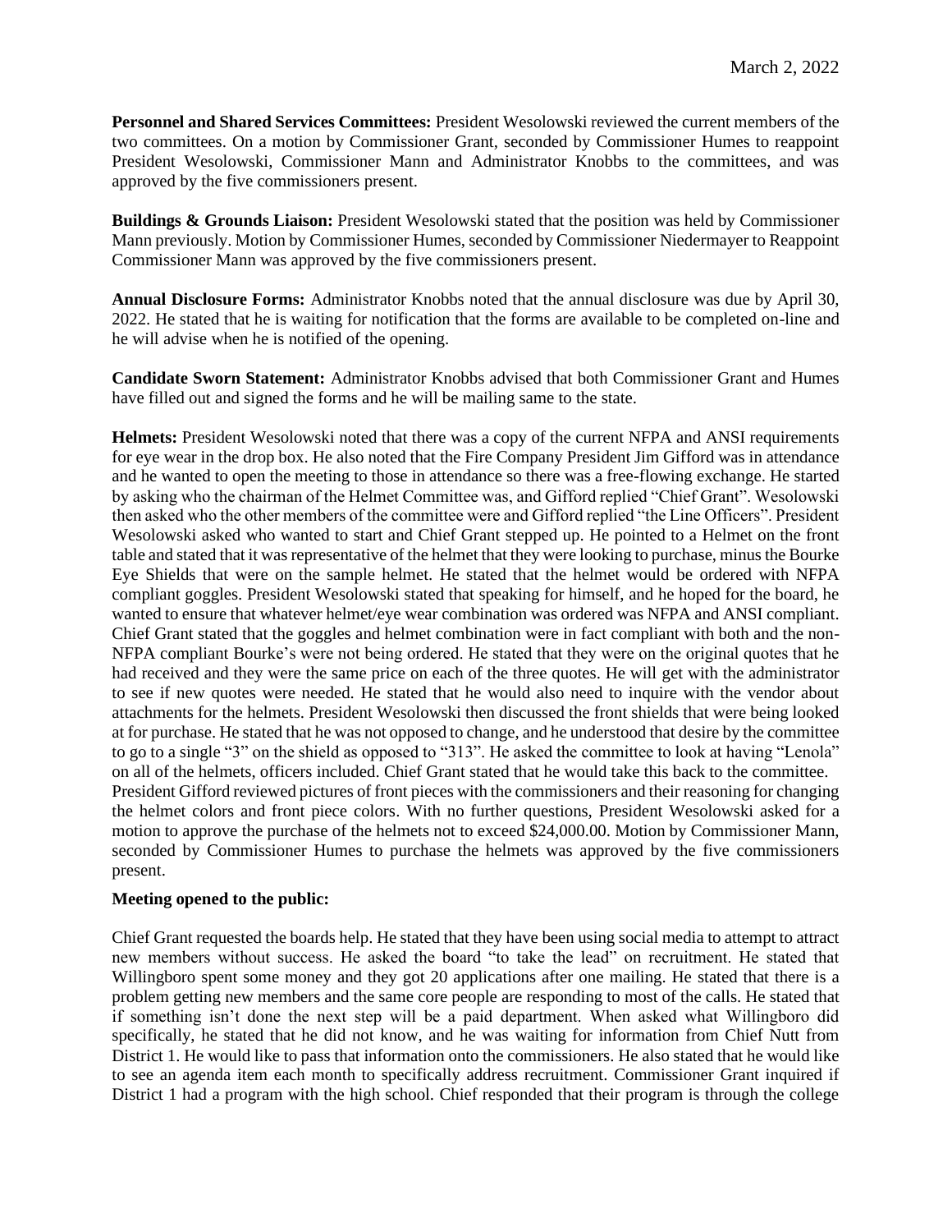**Personnel and Shared Services Committees:** President Wesolowski reviewed the current members of the two committees. On a motion by Commissioner Grant, seconded by Commissioner Humes to reappoint President Wesolowski, Commissioner Mann and Administrator Knobbs to the committees, and was approved by the five commissioners present.

**Buildings & Grounds Liaison:** President Wesolowski stated that the position was held by Commissioner Mann previously. Motion by Commissioner Humes, seconded by Commissioner Niedermayer to Reappoint Commissioner Mann was approved by the five commissioners present.

**Annual Disclosure Forms:** Administrator Knobbs noted that the annual disclosure was due by April 30, 2022. He stated that he is waiting for notification that the forms are available to be completed on-line and he will advise when he is notified of the opening.

**Candidate Sworn Statement:** Administrator Knobbs advised that both Commissioner Grant and Humes have filled out and signed the forms and he will be mailing same to the state.

**Helmets:** President Wesolowski noted that there was a copy of the current NFPA and ANSI requirements for eye wear in the drop box. He also noted that the Fire Company President Jim Gifford was in attendance and he wanted to open the meeting to those in attendance so there was a free-flowing exchange. He started by asking who the chairman of the Helmet Committee was, and Gifford replied "Chief Grant". Wesolowski then asked who the other members of the committee were and Gifford replied "the Line Officers". President Wesolowski asked who wanted to start and Chief Grant stepped up. He pointed to a Helmet on the front table and stated that it was representative of the helmet that they were looking to purchase, minus the Bourke Eye Shields that were on the sample helmet. He stated that the helmet would be ordered with NFPA compliant goggles. President Wesolowski stated that speaking for himself, and he hoped for the board, he wanted to ensure that whatever helmet/eye wear combination was ordered was NFPA and ANSI compliant. Chief Grant stated that the goggles and helmet combination were in fact compliant with both and the non-NFPA compliant Bourke's were not being ordered. He stated that they were on the original quotes that he had received and they were the same price on each of the three quotes. He will get with the administrator to see if new quotes were needed. He stated that he would also need to inquire with the vendor about attachments for the helmets. President Wesolowski then discussed the front shields that were being looked at for purchase. He stated that he was not opposed to change, and he understood that desire by the committee to go to a single "3" on the shield as opposed to "313". He asked the committee to look at having "Lenola" on all of the helmets, officers included. Chief Grant stated that he would take this back to the committee. President Gifford reviewed pictures of front pieces with the commissioners and their reasoning for changing the helmet colors and front piece colors. With no further questions, President Wesolowski asked for a motion to approve the purchase of the helmets not to exceed $24,000.00. Motion by Commissioner Mann, seconded by Commissioner Humes to purchase the helmets was approved by the five commissioners present.

**Meeting opened to the public:**

Chief Grant requested the boards help. He stated that they have been using social media to attempt to attract new members without success. He asked the board "to take the lead" on recruitment. He stated that Willingboro spent some money and they got 20 applications after one mailing. He stated that there is a problem getting new members and the same core people are responding to most of the calls. He stated that if something isn't done the next step will be a paid department. When asked what Willingboro did specifically, he stated that he did not know, and he was waiting for information from Chief Nutt from District 1. He would like to pass that information onto the commissioners. He also stated that he would like to see an agenda item each month to specifically address recruitment. Commissioner Grant inquired if District 1 had a program with the high school. Chief responded that their program is through the college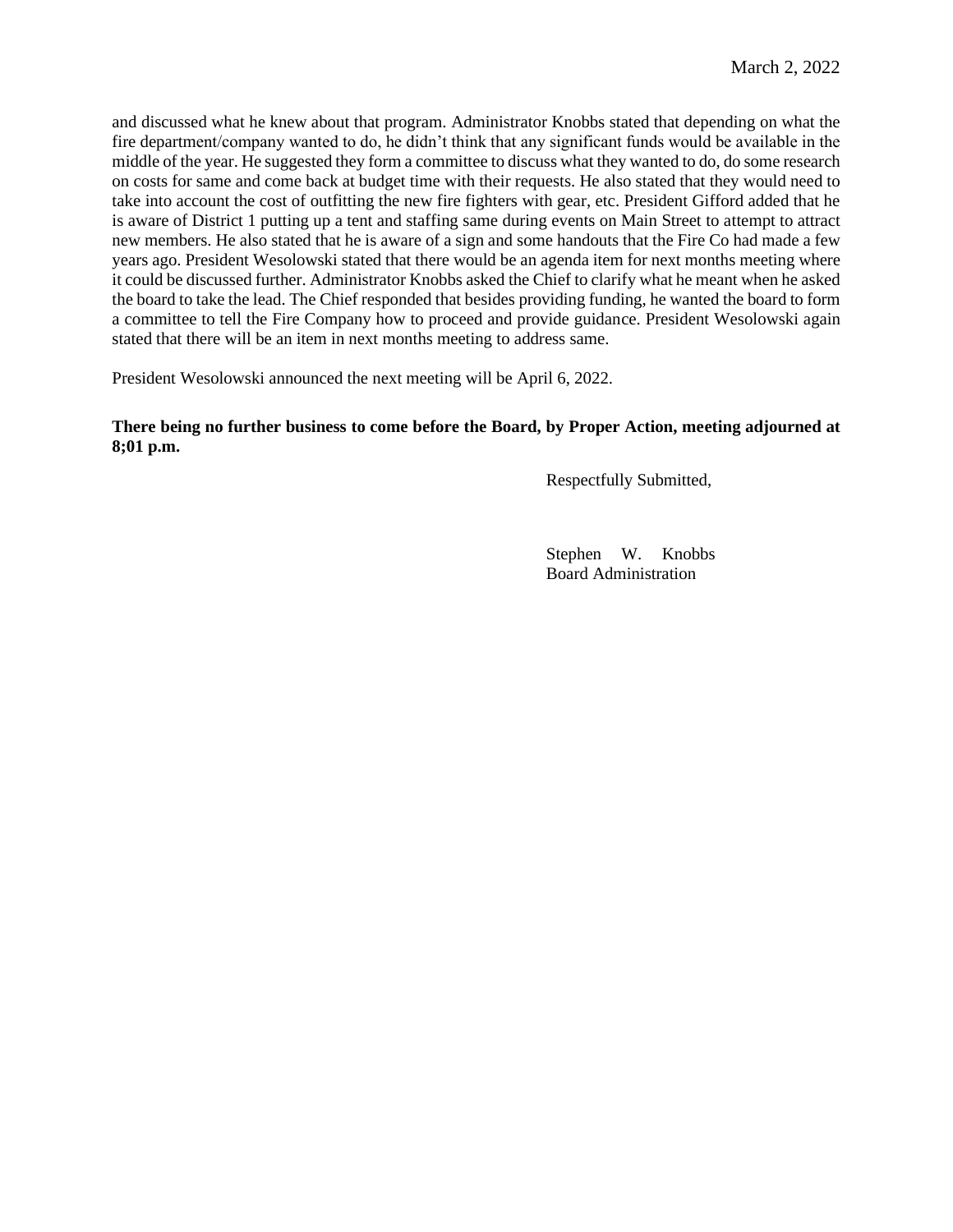and discussed what he knew about that program. Administrator Knobbs stated that depending on what the fire department/company wanted to do, he didn't think that any significant funds would be available in the middle of the year. He suggested they form a committee to discuss what they wanted to do, do some research on costs for same and come back at budget time with their requests. He also stated that they would need to take into account the cost of outfitting the new fire fighters with gear, etc. President Gifford added that he is aware of District 1 putting up a tent and staffing same during events on Main Street to attempt to attract new members. He also stated that he is aware of a sign and some handouts that the Fire Co had made a few years ago. President Wesolowski stated that there would be an agenda item for next months meeting where it could be discussed further. Administrator Knobbs asked the Chief to clarify what he meant when he asked the board to take the lead. The Chief responded that besides providing funding, he wanted the board to form a committee to tell the Fire Company how to proceed and provide guidance. President Wesolowski again stated that there will be an item in next months meeting to address same.

President Wesolowski announced the next meeting will be April 6, 2022.

**There being no further business to come before the Board, by Proper Action, meeting adjourned at 8;01 p.m.**

Respectfully Submitted,

Stephen W. Knobbs
Board Administration